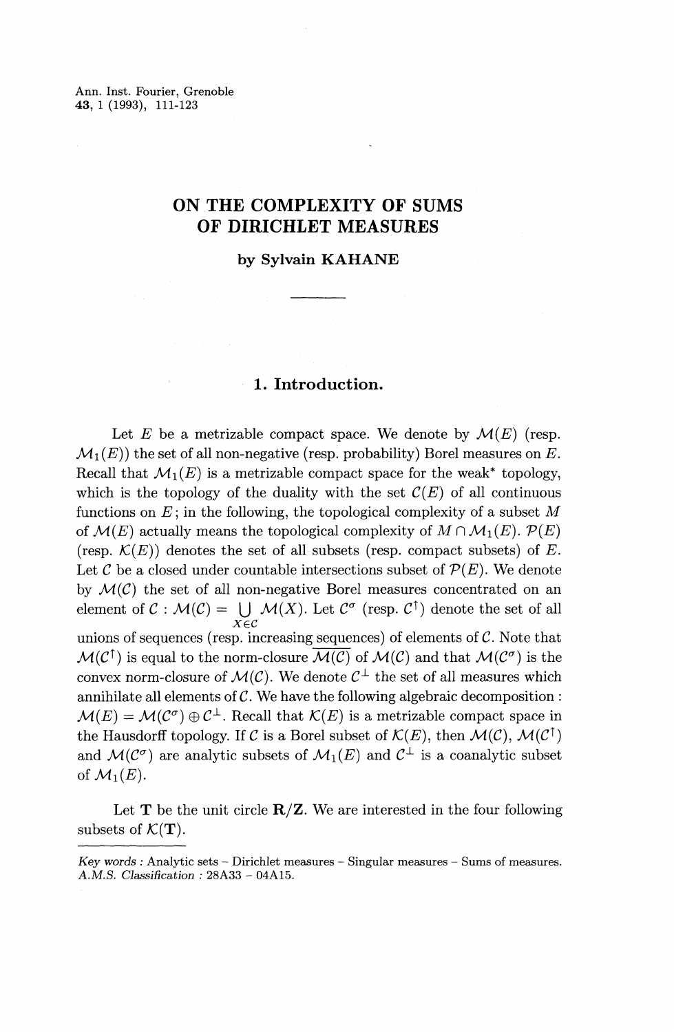Ann. Inst. Fourier, Grenoble
**43**, 1 (1993), 111-123

# ON THE COMPLEXITY OF SUMS OF DIRICHLET MEASURES

**by Sylvain KAHANE**

## 1. Introduction.

Let $E$ be a metrizable compact space. We denote by $\mathcal{M}(E)$ (resp. $\mathcal{M}_1(E)$) the set of all non-negative (resp. probability) Borel measures on $E$. Recall that $\mathcal{M}_1(E)$ is a metrizable compact space for the weak* topology, which is the topology of the duality with the set $\mathcal{C}(E)$ of all continuous functions on $E$; in the following, the topological complexity of a subset $M$ of $\mathcal{M}(E)$ actually means the topological complexity of $M \cap \mathcal{M}_1(E)$. $\mathcal{P}(E)$ (resp. $\mathcal{K}(E)$) denotes the set of all subsets (resp. compact subsets) of $E$. Let $\mathcal{C}$ be a closed under countable intersections subset of $\mathcal{P}(E)$. We denote by $\mathcal{M}(\mathcal{C})$ the set of all non-negative Borel measures concentrated on an element of $\mathcal{C}$ : $\mathcal{M}(\mathcal{C}) = \bigcup_{X \in \mathcal{C}} \mathcal{M}(X)$. Let $\mathcal{C}^\sigma$ (resp. $\mathcal{C}^\uparrow$) denote the set of all unions of sequences (resp. increasing sequences) of elements of $\mathcal{C}$. Note that $\mathcal{M}(\mathcal{C}^\uparrow)$ is equal to the norm-closure $\overline{\mathcal{M}(\mathcal{C})}$ of $\mathcal{M}(\mathcal{C})$ and that $\mathcal{M}(\mathcal{C}^\sigma)$ is the convex norm-closure of $\mathcal{M}(\mathcal{C})$. We denote $\mathcal{C}^\perp$ the set of all measures which annihilate all elements of $\mathcal{C}$. We have the following algebraic decomposition : $\mathcal{M}(E) = \mathcal{M}(\mathcal{C}^\sigma) \oplus \mathcal{C}^\perp$. Recall that $\mathcal{K}(E)$ is a metrizable compact space in the Hausdorff topology. If $\mathcal{C}$ is a Borel subset of $\mathcal{K}(E)$, then $\mathcal{M}(\mathcal{C})$, $\mathcal{M}(\mathcal{C}^\uparrow)$ and $\mathcal{M}(\mathcal{C}^\sigma)$ are analytic subsets of $\mathcal{M}_1(E)$ and $\mathcal{C}^\perp$ is a coanalytic subset of $\mathcal{M}_1(E)$.

Let $\mathbf{T}$ be the unit circle $\mathbf{R}/\mathbf{Z}$. We are interested in the four following subsets of $\mathcal{K}(\mathbf{T})$.

---

*Key words* : Analytic sets – Dirichlet measures – Singular measures – Sums of measures.
*A.M.S. Classification* : 28A33 – 04A15.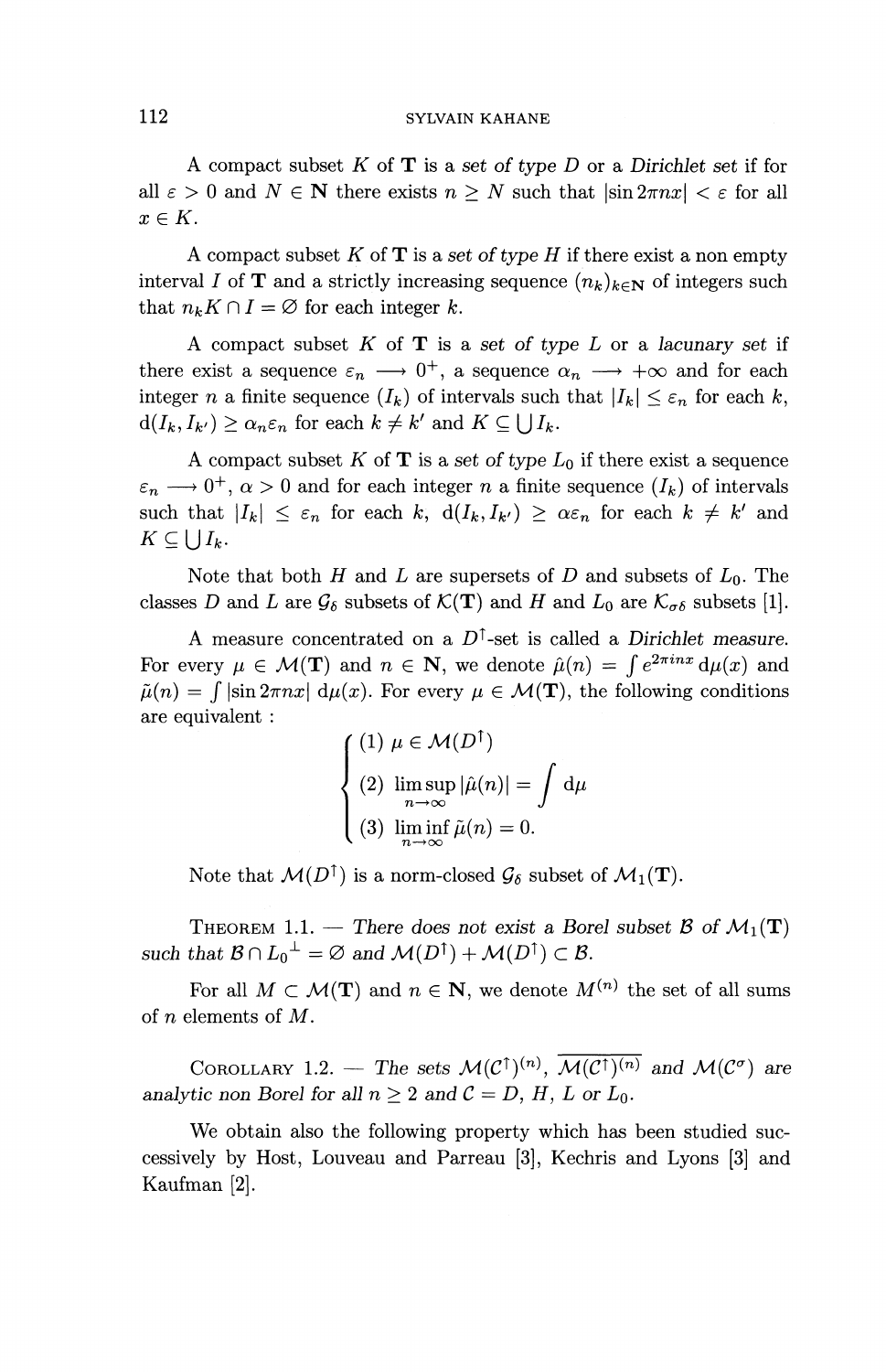A compact subset $K$ of $\mathbf{T}$ is a *set of type D* or a *Dirichlet set* if for all $\varepsilon > 0$ and $N \in \mathbf{N}$ there exists $n \geq N$ such that $|\sin 2\pi nx| < \varepsilon$ for all $x \in K$.

A compact subset $K$ of $\mathbf{T}$ is a *set of type H* if there exist a non empty interval $I$ of $\mathbf{T}$ and a strictly increasing sequence $(n_k)_{k \in \mathbf{N}}$ of integers such that $n_k K \cap I = \varnothing$ for each integer $k$.

A compact subset $K$ of $\mathbf{T}$ is a *set of type L* or a *lacunary set* if there exist a sequence $\varepsilon_n \longrightarrow 0^+$, a sequence $\alpha_n \longrightarrow +\infty$ and for each integer $n$ a finite sequence $(I_k)$ of intervals such that $|I_k| \leq \varepsilon_n$ for each $k$, $\mathrm{d}(I_k, I_{k'}) \geq \alpha_n \varepsilon_n$ for each $k \neq k'$ and $K \subseteq \bigcup I_k$.

A compact subset $K$ of $\mathbf{T}$ is a *set of type $L_0$* if there exist a sequence $\varepsilon_n \longrightarrow 0^+$, $\alpha > 0$ and for each integer $n$ a finite sequence $(I_k)$ of intervals such that $|I_k| \leq \varepsilon_n$ for each $k$, $\mathrm{d}(I_k, I_{k'}) \geq \alpha \varepsilon_n$ for each $k \neq k'$ and $K \subseteq \bigcup I_k$.

Note that both $H$ and $L$ are supersets of $D$ and subsets of $L_0$. The classes $D$ and $L$ are $\mathcal{G}_\delta$ subsets of $\mathcal{K}(\mathbf{T})$ and $H$ and $L_0$ are $\mathcal{K}_{\sigma\delta}$ subsets [1].

A measure concentrated on a $D^\uparrow$-set is called a *Dirichlet measure*. For every $\mu \in \mathcal{M}(\mathbf{T})$ and $n \in \mathbf{N}$, we denote $\hat{\mu}(n) = \int e^{2\pi i n x}\, \mathrm{d}\mu(x)$ and $\tilde{\mu}(n) = \int |\sin 2\pi n x|\, \mathrm{d}\mu(x)$. For every $\mu \in \mathcal{M}(\mathbf{T})$, the following conditions are equivalent :

$$\begin{cases} (1)\ \mu \in \mathcal{M}(D^\uparrow) \\ (2)\ \limsup\limits_{n \to \infty} |\hat{\mu}(n)| = \displaystyle\int \mathrm{d}\mu \\ (3)\ \liminf\limits_{n \to \infty} \tilde{\mu}(n) = 0. \end{cases}$$

Note that $\mathcal{M}(D^\uparrow)$ is a norm-closed $\mathcal{G}_\delta$ subset of $\mathcal{M}_1(\mathbf{T})$.

THEOREM 1.1. — *There does not exist a Borel subset $\mathcal{B}$ of $\mathcal{M}_1(\mathbf{T})$ such that $\mathcal{B} \cap {L_0}^\perp = \varnothing$ and $\mathcal{M}(D^\uparrow) + \mathcal{M}(D^\uparrow) \subset \mathcal{B}$.*

For all $M \subset \mathcal{M}(\mathbf{T})$ and $n \in \mathbf{N}$, we denote $M^{(n)}$ the set of all sums of $n$ elements of $M$.

COROLLARY 1.2. — *The sets $\mathcal{M}(\mathcal{C}^\uparrow)^{(n)}$, $\overline{\mathcal{M}(\mathcal{C}^\uparrow)^{(n)}}$ and $\mathcal{M}(\mathcal{C}^\sigma)$ are analytic non Borel for all $n \geq 2$ and $\mathcal{C} = D$, $H$, $L$ or $L_0$.*

We obtain also the following property which has been studied successively by Host, Louveau and Parreau [3], Kechris and Lyons [3] and Kaufman [2].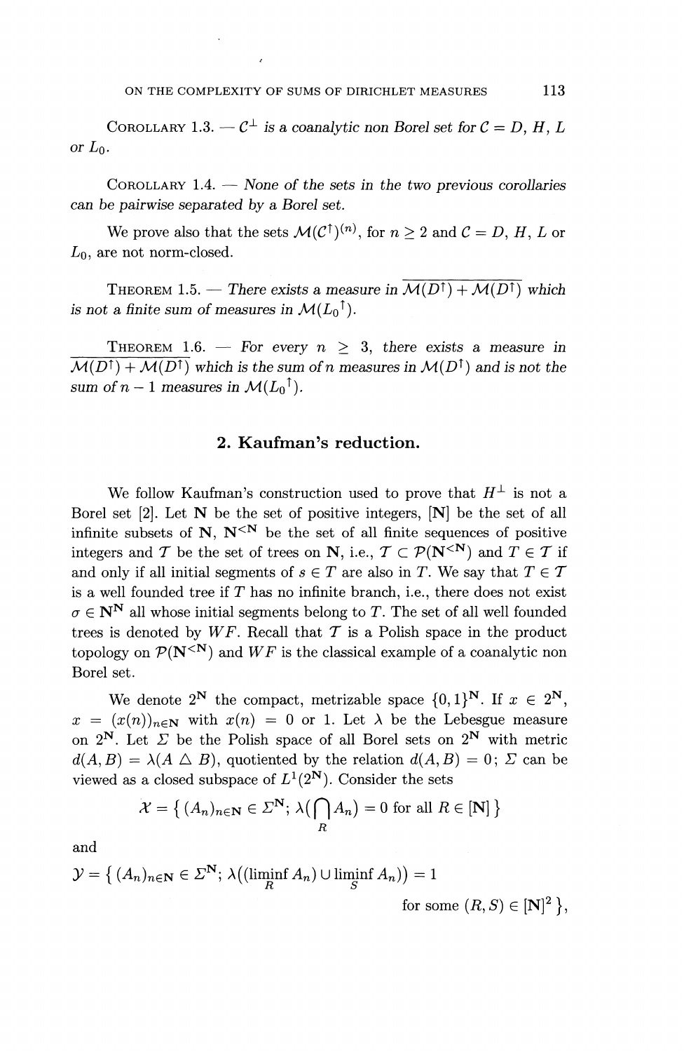COROLLARY 1.3. — $\mathcal{C}^\perp$ *is a coanalytic non Borel set for* $\mathcal{C} = D$, $H$, $L$ *or* $L_0$.

COROLLARY 1.4. — *None of the sets in the two previous corollaries can be pairwise separated by a Borel set.*

We prove also that the sets $\mathcal{M}(\mathcal{C}^\uparrow)^{(n)}$, for $n \geq 2$ and $\mathcal{C} = D$, $H$, $L$ or $L_0$, are not norm-closed.

THEOREM 1.5. — *There exists a measure in* $\overline{\mathcal{M}(D^\uparrow) + \mathcal{M}(D^\uparrow)}$ *which is not a finite sum of measures in* $\mathcal{M}({L_0}^\uparrow)$.

THEOREM 1.6. — *For every* $n \geq 3$, *there exists a measure in* $\overline{\mathcal{M}(D^\uparrow) + \mathcal{M}(D^\uparrow)}$ *which is the sum of* $n$ *measures in* $\mathcal{M}(D^\uparrow)$ *and is not the sum of* $n-1$ *measures in* $\mathcal{M}({L_0}^\uparrow)$.

## 2. Kaufman's reduction.

We follow Kaufman's construction used to prove that $H^\perp$ is not a Borel set [2]. Let $\mathbf{N}$ be the set of positive integers, $[\mathbf{N}]$ be the set of all infinite subsets of $\mathbf{N}$, $\mathbf{N}^{<\mathbf{N}}$ be the set of all finite sequences of positive integers and $\mathcal{T}$ be the set of trees on $\mathbf{N}$, i.e., $\mathcal{T} \subset \mathcal{P}(\mathbf{N}^{<\mathbf{N}})$ and $T \in \mathcal{T}$ if and only if all initial segments of $s \in T$ are also in $T$. We say that $T \in \mathcal{T}$ is a well founded tree if $T$ has no infinite branch, i.e., there does not exist $\sigma \in \mathbf{N}^\mathbf{N}$ all whose initial segments belong to $T$. The set of all well founded trees is denoted by $WF$. Recall that $\mathcal{T}$ is a Polish space in the product topology on $\mathcal{P}(\mathbf{N}^{<\mathbf{N}})$ and $WF$ is the classical example of a coanalytic non Borel set.

We denote $2^\mathbf{N}$ the compact, metrizable space $\{0,1\}^\mathbf{N}$. If $x \in 2^\mathbf{N}$, $x = (x(n))_{n\in\mathbf{N}}$ with $x(n) = 0$ or $1$. Let $\lambda$ be the Lebesgue measure on $2^\mathbf{N}$. Let $\Sigma$ be the Polish space of all Borel sets on $2^\mathbf{N}$ with metric $d(A,B) = \lambda(A \bigtriangleup B)$, quotiented by the relation $d(A,B) = 0$; $\Sigma$ can be viewed as a closed subspace of $L^1(2^\mathbf{N})$. Consider the sets

$$\mathcal{X} = \{\, (A_n)_{n\in\mathbf{N}} \in \Sigma^\mathbf{N};\ \lambda\big(\bigcap_R A_n\big) = 0 \text{ for all } R \in [\mathbf{N}]\,\}$$

and

$$\mathcal{Y} = \{\, (A_n)_{n\in\mathbf{N}} \in \Sigma^\mathbf{N};\ \lambda\big((\liminf_R A_n) \cup \liminf_S A_n)\big) = 1 \text{ for some } (R,S) \in [\mathbf{N}]^2\,\},$$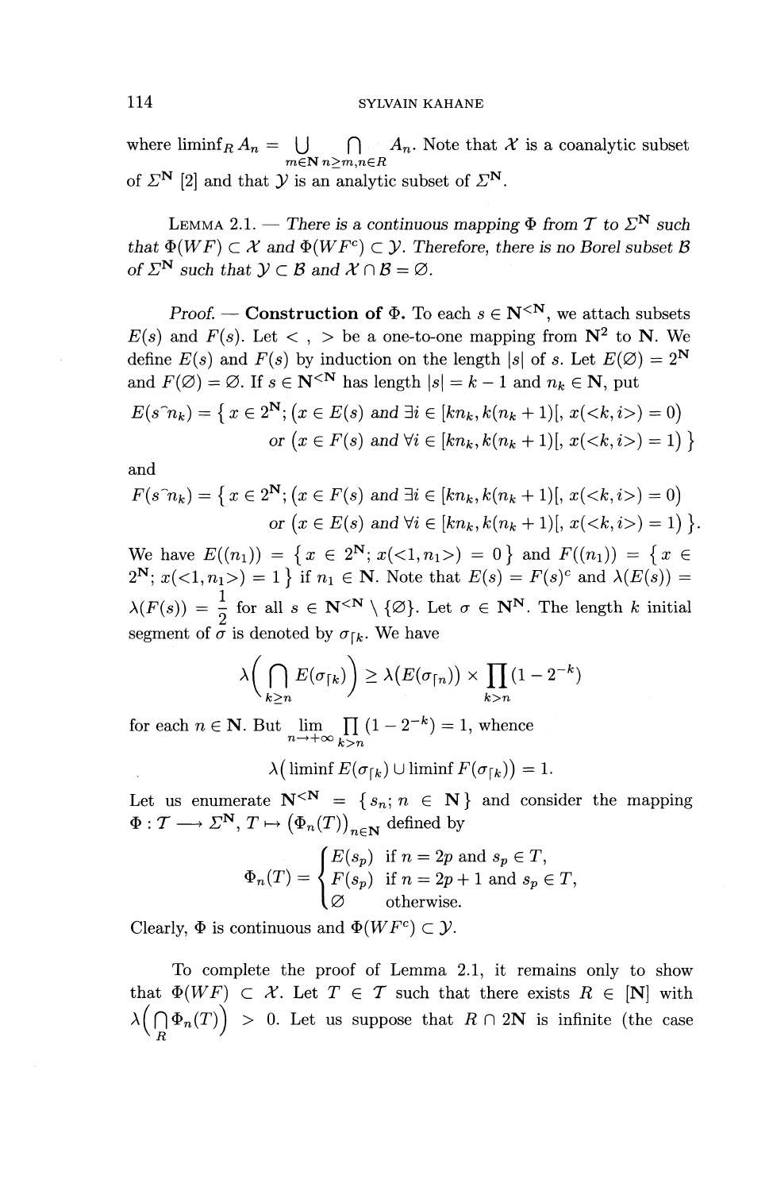where $\liminf_R A_n = \bigcup_{m \in \mathbf{N}} \bigcap_{n \geq m, n \in R} A_n$. Note that $\mathcal{X}$ is a coanalytic subset of $\Sigma^{\mathbf{N}}$ [2] and that $\mathcal{Y}$ is an analytic subset of $\Sigma^{\mathbf{N}}$.

LEMMA 2.1. — *There is a continuous mapping $\Phi$ from $\mathcal{T}$ to $\Sigma^{\mathbf{N}}$ such that $\Phi(WF) \subset \mathcal{X}$ and $\Phi(WF^c) \subset \mathcal{Y}$. Therefore, there is no Borel subset $\mathcal{B}$ of $\Sigma^{\mathbf{N}}$ such that $\mathcal{Y} \subset \mathcal{B}$ and $\mathcal{X} \cap \mathcal{B} = \varnothing$.*

*Proof.* — **Construction of $\Phi$.** To each $s \in \mathbf{N}^{<\mathbf{N}}$, we attach subsets $E(s)$ and $F(s)$. Let $<\ ,\ >$ be a one-to-one mapping from $\mathbf{N}^2$ to $\mathbf{N}$. We define $E(s)$ and $F(s)$ by induction on the length $|s|$ of $s$. Let $E(\varnothing) = 2^{\mathbf{N}}$ and $F(\varnothing) = \varnothing$. If $s \in \mathbf{N}^{<\mathbf{N}}$ has length $|s| = k-1$ and $n_k \in \mathbf{N}$, put

$$\begin{aligned} E(s^\frown n_k) = \big\{ x \in 2^{\mathbf{N}};\ &\big(x \in E(s) \text{ and } \exists i \in [kn_k, k(n_k+1)[,\ x(<k,i>) = 0\big) \\ &\text{or } \big(x \in F(s) \text{ and } \forall i \in [kn_k, k(n_k+1)[,\ x(<k,i>) = 1\big) \big\} \end{aligned}$$

and

$$\begin{aligned} F(s^\frown n_k) = \big\{ x \in 2^{\mathbf{N}};\ &\big(x \in F(s) \text{ and } \exists i \in [kn_k, k(n_k+1)[,\ x(<k,i>) = 0\big) \\ &\text{or } \big(x \in E(s) \text{ and } \forall i \in [kn_k, k(n_k+1)[,\ x(<k,i>) = 1\big) \big\}. \end{aligned}$$

We have $E((n_1)) = \{x \in 2^{\mathbf{N}};\ x(<1,n_1>) = 0\}$ and $F((n_1)) = \{x \in 2^{\mathbf{N}};\ x(<1,n_1>) = 1\}$ if $n_1 \in \mathbf{N}$. Note that $E(s) = F(s)^c$ and $\lambda(E(s)) = \lambda(F(s)) = \dfrac{1}{2}$ for all $s \in \mathbf{N}^{<\mathbf{N}} \setminus \{\varnothing\}$. Let $\sigma \in \mathbf{N}^{\mathbf{N}}$. The length $k$ initial segment of $\sigma$ is denoted by $\sigma\lceil_k$. We have

$$\lambda\Big(\bigcap_{k \geq n} E(\sigma\lceil_k)\Big) \geq \lambda\big(E(\sigma\lceil_n)\big) \times \prod_{k > n} (1 - 2^{-k})$$

for each $n \in \mathbf{N}$. But $\lim_{n \to +\infty} \prod_{k > n} (1 - 2^{-k}) = 1$, whence

$$\lambda\big(\liminf E(\sigma\lceil_k) \cup \liminf F(\sigma\lceil_k)\big) = 1.$$

Let us enumerate $\mathbf{N}^{<\mathbf{N}} = \{s_n;\ n \in \mathbf{N}\}$ and consider the mapping $\Phi : \mathcal{T} \longrightarrow \Sigma^{\mathbf{N}}$, $T \mapsto \big(\Phi_n(T)\big)_{n \in \mathbf{N}}$ defined by

$$\Phi_n(T) = \begin{cases} E(s_p) & \text{if } n = 2p \text{ and } s_p \in T, \\ F(s_p) & \text{if } n = 2p+1 \text{ and } s_p \in T, \\ \varnothing & \text{otherwise.} \end{cases}$$

Clearly, $\Phi$ is continuous and $\Phi(WF^c) \subset \mathcal{Y}$.

To complete the proof of Lemma 2.1, it remains only to show that $\Phi(WF) \subset \mathcal{X}$. Let $T \in \mathcal{T}$ such that there exists $R \in [\mathbf{N}]$ with $\lambda\big(\bigcap_R \Phi_n(T)\big) > 0$. Let us suppose that $R \cap 2\mathbf{N}$ is infinite (the case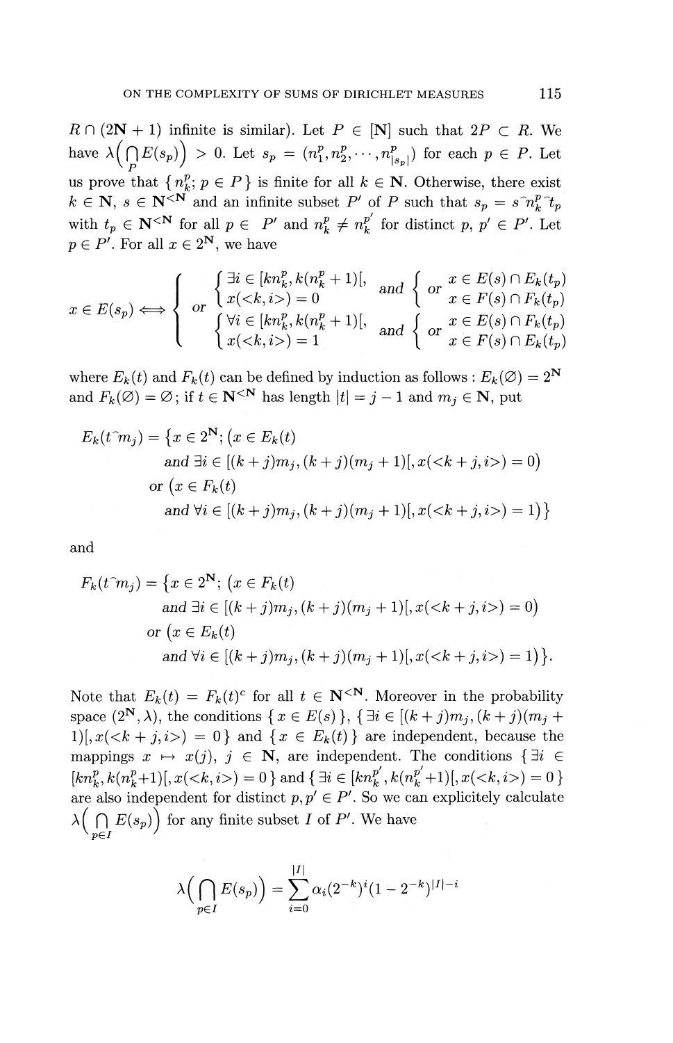$R \cap (2\mathbf{N}+1)$ infinite is similar). Let $P \in [\mathbf{N}]$ such that $2P \subset R$. We have $\lambda\Big(\bigcap_P E(s_p)\Big) > 0$. Let $s_p = (n_1^p, n_2^p, \cdots, n_{|s_p|}^p)$ for each $p \in P$. Let us prove that $\{\, n_k^p;\, p \in P \,\}$ is finite for all $k \in \mathbf{N}$. Otherwise, there exist $k \in \mathbf{N}$, $s \in \mathbf{N}^{<\mathbf{N}}$ and an infinite subset $P'$ of $P$ such that $s_p = s^\frown n_k^{p\frown} t_p$ with $t_p \in \mathbf{N}^{<\mathbf{N}}$ for all $p \in P'$ and $n_k^p \neq n_k^{p'}$ for distinct $p, p' \in P'$. Let $p \in P'$. For all $x \in 2^{\mathbf{N}}$, we have

$$
x \in E(s_p) \iff \left\{
\begin{array}{l}
\left\{\begin{array}{l}\exists i \in [kn_k^p, k(n_k^p+1)[,\\ x(<k,i>) = 0\end{array}\right. \ \text{and} \ \left\{\text{or}\ \begin{array}{l} x \in E(s) \cap E_k(t_p)\\ x \in F(s) \cap F_k(t_p)\end{array}\right.\\
\text{or}\\
\left\{\begin{array}{l}\forall i \in [kn_k^p, k(n_k^p+1)[,\\ x(<k,i>) = 1\end{array}\right. \ \text{and} \ \left\{\text{or}\ \begin{array}{l} x \in E(s) \cap F_k(t_p)\\ x \in F(s) \cap E_k(t_p)\end{array}\right.
\end{array}\right.
$$

where $E_k(t)$ and $F_k(t)$ can be defined by induction as follows : $E_k(\emptyset) = 2^{\mathbf{N}}$ and $F_k(\emptyset) = \emptyset$; if $t \in \mathbf{N}^{<\mathbf{N}}$ has length $|t| = j-1$ and $m_j \in \mathbf{N}$, put

$$
\begin{aligned}
E_k(t^\frown m_j) = \big\{x \in 2^{\mathbf{N}};\ &\big(x \in E_k(t)\\
&\text{and } \exists i \in [(k+j)m_j, (k+j)(m_j+1)[, x(<k+j,i>) = 0\big)\\
\text{or } &\big(x \in F_k(t)\\
&\text{and } \forall i \in [(k+j)m_j, (k+j)(m_j+1)[, x(<k+j,i>) = 1\big)\big\}
\end{aligned}
$$

and

$$
\begin{aligned}
F_k(t^\frown m_j) = \big\{x \in 2^{\mathbf{N}};\ &\big(x \in F_k(t)\\
&\text{and } \exists i \in [(k+j)m_j, (k+j)(m_j+1)[, x(<k+j,i>) = 0\big)\\
\text{or } &\big(x \in E_k(t)\\
&\text{and } \forall i \in [(k+j)m_j, (k+j)(m_j+1)[, x(<k+j,i>) = 1\big)\big\}.
\end{aligned}
$$

Note that $E_k(t) = F_k(t)^c$ for all $t \in \mathbf{N}^{<\mathbf{N}}$. Moreover in the probability space $(2^{\mathbf{N}}, \lambda)$, the conditions $\{\, x \in E(s) \,\}$, $\{\, \exists i \in [(k+j)m_j, (k+j)(m_j+1)[, x(<k+j,i>) = 0 \,\}$ and $\{\, x \in E_k(t) \,\}$ are independent, because the mappings $x \mapsto x(j)$, $j \in \mathbf{N}$, are independent. The conditions $\{\, \exists i \in [kn_k^p, k(n_k^p+1)[, x(<k,i>) = 0 \,\}$ and $\{\, \exists i \in [kn_k^{p'}, k(n_k^{p'}+1)[, x(<k,i>) = 0 \,\}$ are also independent for distinct $p, p' \in P'$. So we can explicitely calculate $\lambda\Big(\bigcap_{p \in I} E(s_p)\Big)$ for any finite subset $I$ of $P'$. We have

$$
\lambda\Big(\bigcap_{p \in I} E(s_p)\Big) = \sum_{i=0}^{|I|} \alpha_i (2^{-k})^i (1-2^{-k})^{|I|-i}
$$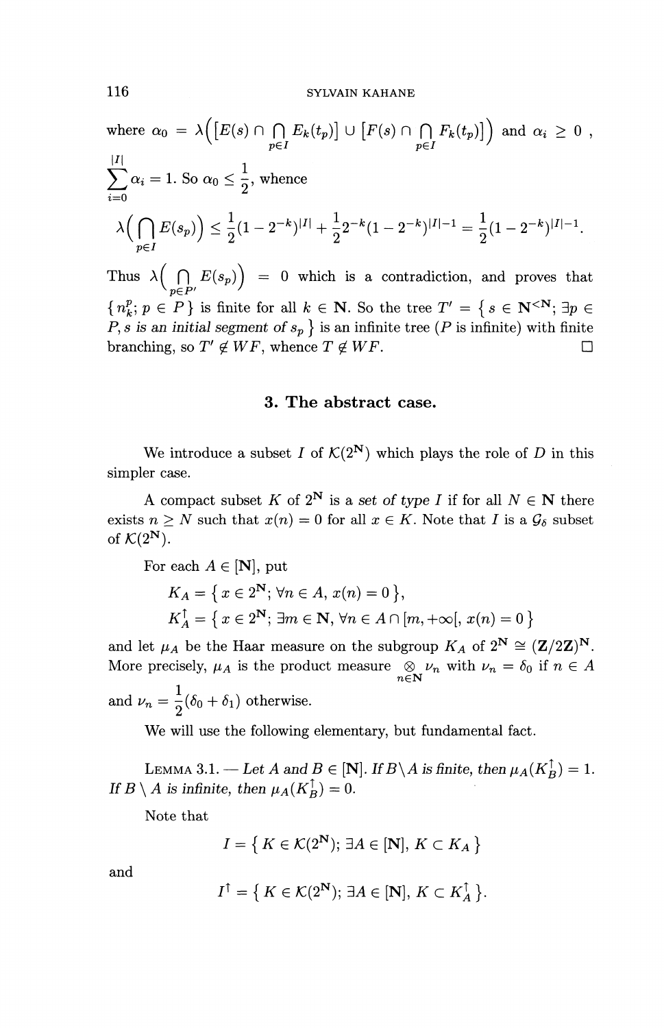where $\alpha_0 = \lambda\Big(\big[E(s) \cap \bigcap_{p\in I} E_k(t_p)\big] \cup \big[F(s) \cap \bigcap_{p\in I} F_k(t_p)\big]\Big)$ and $\alpha_i \geq 0$, $\sum_{i=0}^{|I|} \alpha_i = 1$. So $\alpha_0 \leq \frac{1}{2}$, whence

$$\lambda\Big(\bigcap_{p\in I} E(s_p)\Big) \leq \frac{1}{2}(1-2^{-k})^{|I|} + \frac{1}{2}2^{-k}(1-2^{-k})^{|I|-1} = \frac{1}{2}(1-2^{-k})^{|I|-1}.$$

Thus $\lambda\Big(\bigcap_{p\in P'} E(s_p)\Big) = 0$ which is a contradiction, and proves that $\{n_k^p;\ p \in P\}$ is finite for all $k \in \mathbf{N}$. So the tree $T' = \{\, s \in \mathbf{N}^{<\mathbf{N}};\ \exists p \in P, s \textit{ is an initial segment of } s_p \,\}$ is an infinite tree ($P$ is infinite) with finite branching, so $T' \notin WF$, whence $T \notin WF$. □

## 3. The abstract case.

We introduce a subset $I$ of $\mathcal{K}(2^{\mathbf{N}})$ which plays the role of $D$ in this simpler case.

A compact subset $K$ of $2^{\mathbf{N}}$ is a *set of type $I$* if for all $N \in \mathbf{N}$ there exists $n \geq N$ such that $x(n) = 0$ for all $x \in K$. Note that $I$ is a $\mathcal{G}_\delta$ subset of $\mathcal{K}(2^{\mathbf{N}})$.

For each $A \in [\mathbf{N}]$, put

$$K_A = \{\, x \in 2^{\mathbf{N}};\ \forall n \in A,\ x(n) = 0 \,\},$$

$$K_A^{\uparrow} = \{\, x \in 2^{\mathbf{N}};\ \exists m \in \mathbf{N},\ \forall n \in A \cap [m, +\infty[,\ x(n) = 0 \,\}$$

and let $\mu_A$ be the Haar measure on the subgroup $K_A$ of $2^{\mathbf{N}} \cong (\mathbf{Z}/2\mathbf{Z})^{\mathbf{N}}$. More precisely, $\mu_A$ is the product measure $\bigotimes_{n\in\mathbf{N}} \nu_n$ with $\nu_n = \delta_0$ if $n \in A$ and $\nu_n = \frac{1}{2}(\delta_0 + \delta_1)$ otherwise.

We will use the following elementary, but fundamental fact.

LEMMA 3.1. — *Let $A$ and $B \in [\mathbf{N}]$. If $B \backslash A$ is finite, then $\mu_A(K_B^{\uparrow}) = 1$. If $B \setminus A$ is infinite, then $\mu_A(K_B^{\uparrow}) = 0$.*

Note that

$$I = \{\, K \in \mathcal{K}(2^{\mathbf{N}});\ \exists A \in [\mathbf{N}],\ K \subset K_A \,\}$$

and

$$I^{\uparrow} = \{\, K \in \mathcal{K}(2^{\mathbf{N}});\ \exists A \in [\mathbf{N}],\ K \subset K_A^{\uparrow} \,\}.$$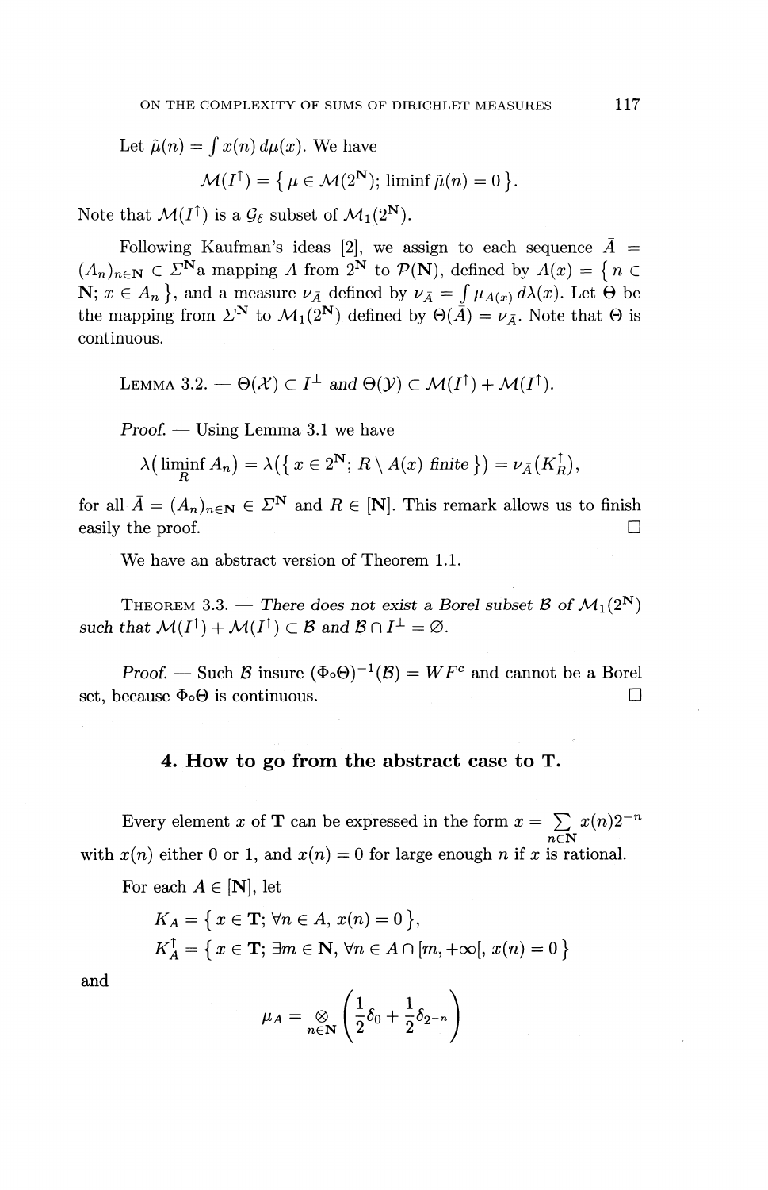Let $\tilde{\mu}(n) = \int x(n)\, d\mu(x)$. We have

$$\mathcal{M}(I^{\uparrow}) = \{\, \mu \in \mathcal{M}(2^{\mathbf{N}});\ \liminf \tilde{\mu}(n) = 0 \,\}.$$

Note that $\mathcal{M}(I^{\uparrow})$ is a $\mathcal{G}_\delta$ subset of $\mathcal{M}_1(2^{\mathbf{N}})$.

Following Kaufman's ideas [2], we assign to each sequence $\bar{A} = (A_n)_{n\in\mathbf{N}} \in \Sigma^{\mathbf{N}}$a mapping $A$ from $2^{\mathbf{N}}$ to $\mathcal{P}(\mathbf{N})$, defined by $A(x) = \{\, n \in \mathbf{N};\ x \in A_n \,\}$, and a measure $\nu_{\bar{A}}$ defined by $\nu_{\bar{A}} = \int \mu_{A(x)}\, d\lambda(x)$. Let $\Theta$ be the mapping from $\Sigma^{\mathbf{N}}$ to $\mathcal{M}_1(2^{\mathbf{N}})$ defined by $\Theta(\bar{A}) = \nu_{\bar{A}}$. Note that $\Theta$ is continuous.

LEMMA 3.2. — *$\Theta(\mathcal{X}) \subset I^{\perp}$ and $\Theta(\mathcal{Y}) \subset \mathcal{M}(I^{\uparrow}) + \mathcal{M}(I^{\uparrow})$.*

*Proof.* — Using Lemma 3.1 we have

$$\lambda\big(\liminf_R A_n\big) = \lambda(\{\, x \in 2^{\mathbf{N}};\ R \setminus A(x) \textit{ finite} \,\}) = \nu_{\bar{A}}(K_R^{\uparrow}),$$

for all $\bar{A} = (A_n)_{n\in\mathbf{N}} \in \Sigma^{\mathbf{N}}$ and $R \in [\mathbf{N}]$. This remark allows us to finish easily the proof. □

We have an abstract version of Theorem 1.1.

THEOREM 3.3. — *There does not exist a Borel subset $\mathcal{B}$ of $\mathcal{M}_1(2^{\mathbf{N}})$ such that $\mathcal{M}(I^{\uparrow}) + \mathcal{M}(I^{\uparrow}) \subset \mathcal{B}$ and $\mathcal{B} \cap I^{\perp} = \varnothing$.*

*Proof.* — Such $\mathcal{B}$ insure $(\Phi{\circ}\Theta)^{-1}(\mathcal{B}) = WF^c$ and cannot be a Borel set, because $\Phi{\circ}\Theta$ is continuous. □

## 4. How to go from the abstract case to T.

Every element $x$ of $\mathbf{T}$ can be expressed in the form $x = \sum_{n\in\mathbf{N}} x(n)2^{-n}$ with $x(n)$ either 0 or 1, and $x(n) = 0$ for large enough $n$ if $x$ is rational.

For each $A \in [\mathbf{N}]$, let

$$K_A = \{\, x \in \mathbf{T};\ \forall n \in A,\ x(n) = 0 \,\},$$

$$K_A^{\uparrow} = \{\, x \in \mathbf{T};\ \exists m \in \mathbf{N},\ \forall n \in A \cap [m, +\infty[,\ x(n) = 0 \,\}$$

and

$$\mu_A = \bigotimes_{n\in\mathbf{N}} \left( \frac{1}{2}\delta_0 + \frac{1}{2}\delta_{2^{-n}} \right)$$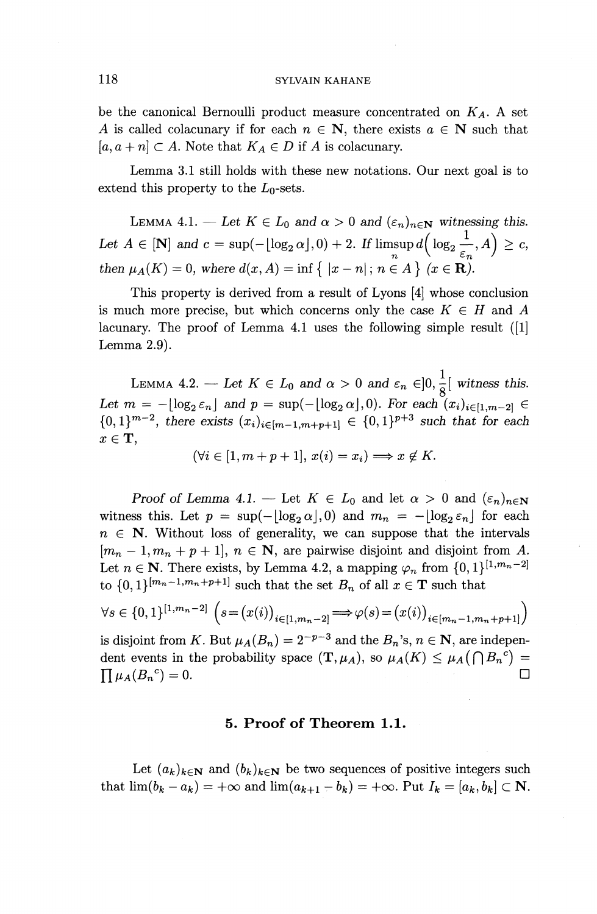be the canonical Bernoulli product measure concentrated on $K_A$. A set $A$ is called colacunary if for each $n \in \mathbf{N}$, there exists $a \in \mathbf{N}$ such that $[a, a+n] \subset A$. Note that $K_A \in D$ if $A$ is colacunary.

Lemma 3.1 still holds with these new notations. Our next goal is to extend this property to the $L_0$-sets.

LEMMA 4.1. — *Let $K \in L_0$ and $\alpha > 0$ and $(\varepsilon_n)_{n \in \mathbf{N}}$ witnessing this. Let $A \in [\mathbf{N}]$ and $c = \sup(-\lfloor \log_2 \alpha \rfloor, 0) + 2$. If $\limsup_n d\Big(\log_2 \dfrac{1}{\varepsilon_n}, A\Big) \geq c$, then $\mu_A(K) = 0$, where $d(x, A) = \inf\{\, |x - n| \,;\, n \in A\,\}$ $(x \in \mathbf{R})$.*

This property is derived from a result of Lyons [4] whose conclusion is much more precise, but which concerns only the case $K \in H$ and $A$ lacunary. The proof of Lemma 4.1 uses the following simple result ([1] Lemma 2.9).

LEMMA 4.2. — *Let $K \in L_0$ and $\alpha > 0$ and $\varepsilon_n \in ]0, \frac{1}{8}[$ witness this. Let $m = -\lfloor \log_2 \varepsilon_n \rfloor$ and $p = \sup(-\lfloor \log_2 \alpha \rfloor, 0)$. For each $(x_i)_{i \in [1, m-2]} \in \{0,1\}^{m-2}$, there exists $(x_i)_{i \in [m-1, m+p+1]} \in \{0,1\}^{p+3}$ such that for each $x \in \mathbf{T}$,*

$$(\forall i \in [1, m+p+1],\ x(i) = x_i) \Longrightarrow x \notin K.$$

*Proof of Lemma 4.1.* — Let $K \in L_0$ and let $\alpha > 0$ and $(\varepsilon_n)_{n \in \mathbf{N}}$ witness this. Let $p = \sup(-\lfloor \log_2 \alpha \rfloor, 0)$ and $m_n = -\lfloor \log_2 \varepsilon_n \rfloor$ for each $n \in \mathbf{N}$. Without loss of generality, we can suppose that the intervals $[m_n - 1, m_n + p + 1]$, $n \in \mathbf{N}$, are pairwise disjoint and disjoint from $A$. Let $n \in \mathbf{N}$. There exists, by Lemma 4.2, a mapping $\varphi_n$ from $\{0,1\}^{[1, m_n - 2]}$ to $\{0,1\}^{[m_n - 1, m_n + p + 1]}$ such that the set $B_n$ of all $x \in \mathbf{T}$ such that

$$\forall s \in \{0,1\}^{[1, m_n - 2]} \ \Big(s = \big(x(i)\big)_{i \in [1, m_n - 2]} \Longrightarrow \varphi(s) = \big(x(i)\big)_{i \in [m_n - 1, m_n + p + 1]}\Big)$$

is disjoint from $K$. But $\mu_A(B_n) = 2^{-p-3}$ and the $B_n$'s, $n \in \mathbf{N}$, are independent events in the probability space $(\mathbf{T}, \mu_A)$, so $\mu_A(K) \leq \mu_A\big(\bigcap {B_n}^c\big) = \prod \mu_A({B_n}^c) = 0$. □

## 5. Proof of Theorem 1.1.

Let $(a_k)_{k \in \mathbf{N}}$ and $(b_k)_{k \in \mathbf{N}}$ be two sequences of positive integers such that $\lim(b_k - a_k) = +\infty$ and $\lim(a_{k+1} - b_k) = +\infty$. Put $I_k = [a_k, b_k] \subset \mathbf{N}$.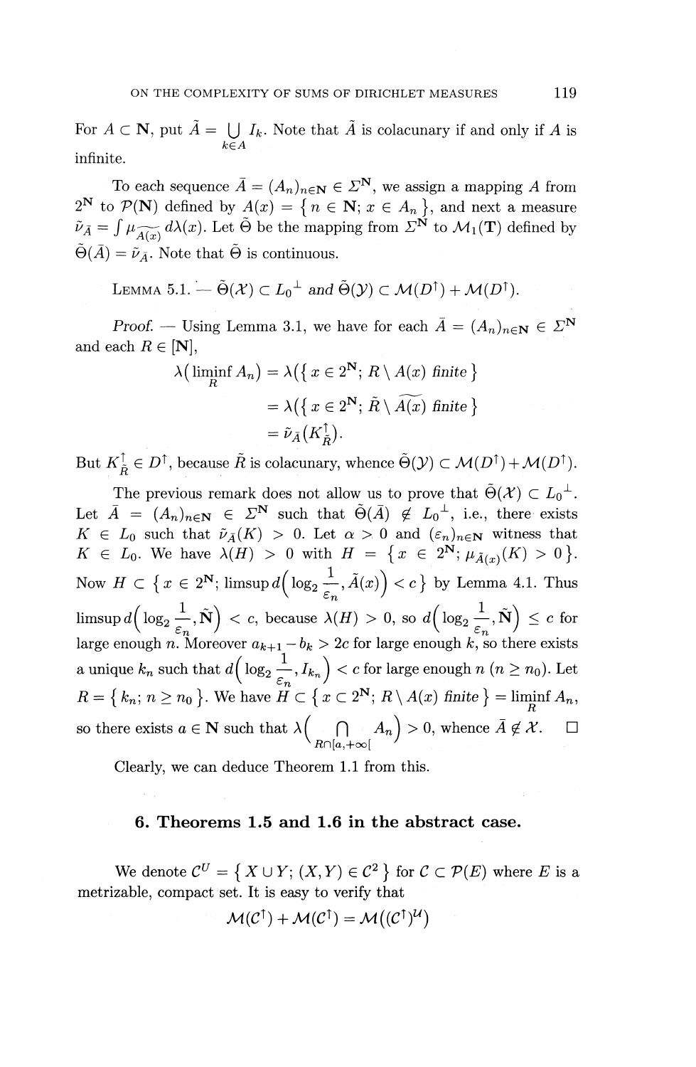For $A \subset \mathbf{N}$, put $\tilde{A} = \bigcup_{k \in A} I_k$. Note that $\tilde{A}$ is colacunary if and only if $A$ is infinite.

To each sequence $\bar{A} = (A_n)_{n\in\mathbf{N}} \in \Sigma^{\mathbf{N}}$, we assign a mapping $A$ from $2^{\mathbf{N}}$ to $\mathcal{P}(\mathbf{N})$ defined by $A(x) = \{ n \in \mathbf{N};\ x \in A_n \}$, and next a measure $\tilde{\nu}_{\bar{A}} = \int \mu_{\widetilde{A(x)}}\, d\lambda(x)$. Let $\tilde{\Theta}$ be the mapping from $\Sigma^{\mathbf{N}}$ to $\mathcal{M}_1(\mathbf{T})$ defined by $\tilde{\Theta}(\bar{A}) = \tilde{\nu}_{\bar{A}}$. Note that $\tilde{\Theta}$ is continuous.

LEMMA 5.1. — *$\tilde{\Theta}(\mathcal{X}) \subset {L_0}^{\perp}$ and $\tilde{\Theta}(\mathcal{Y}) \subset \mathcal{M}(D^{\uparrow}) + \mathcal{M}(D^{\uparrow})$.*

*Proof.* — Using Lemma 3.1, we have for each $\bar{A} = (A_n)_{n\in\mathbf{N}} \in \Sigma^{\mathbf{N}}$ and each $R \in [\mathbf{N}]$,

$$
\begin{aligned}
\lambda\big(\liminf_R A_n\big) &= \lambda(\{ x \in 2^{\mathbf{N}};\ R \setminus A(x) \text{ finite} \}) \\
&= \lambda(\{ x \in 2^{\mathbf{N}};\ \tilde{R} \setminus \widetilde{A(x)} \text{ finite} \}) \\
&= \tilde{\nu}_{\bar{A}}(K^{\uparrow}_{\tilde{R}}).
\end{aligned}
$$

But $K^{\uparrow}_{\tilde{R}} \in D^{\uparrow}$, because $\tilde{R}$ is colacunary, whence $\tilde{\Theta}(\mathcal{Y}) \subset \mathcal{M}(D^{\uparrow}) + \mathcal{M}(D^{\uparrow})$.

The previous remark does not allow us to prove that $\tilde{\Theta}(\mathcal{X}) \subset {L_0}^{\perp}$. Let $\bar{A} = (A_n)_{n\in\mathbf{N}} \in \Sigma^{\mathbf{N}}$ such that $\tilde{\Theta}(\bar{A}) \notin {L_0}^{\perp}$, i.e., there exists $K \in L_0$ such that $\tilde{\nu}_{\bar{A}}(K) > 0$. Let $\alpha > 0$ and $(\varepsilon_n)_{n\in\mathbf{N}}$ witness that $K \in L_0$. We have $\lambda(H) > 0$ with $H = \{ x \in 2^{\mathbf{N}};\ \mu_{\widetilde{A(x)}}(K) > 0 \}$. Now $H \subset \{ x \in 2^{\mathbf{N}};\ \limsup d\big(\log_2 \frac{1}{\varepsilon_n}, \tilde{A}(x)\big) < c \}$ by Lemma 4.1. Thus $\limsup d\big(\log_2 \frac{1}{\varepsilon_n}, \tilde{\mathbf{N}}\big) < c$, because $\lambda(H) > 0$, so $d\big(\log_2 \frac{1}{\varepsilon_n}, \tilde{\mathbf{N}}\big) \le c$ for large enough $n$. Moreover $a_{k+1} - b_k > 2c$ for large enough $k$, so there exists a unique $k_n$ such that $d\big(\log_2 \frac{1}{\varepsilon_n}, I_{k_n}\big) < c$ for large enough $n$ ($n \ge n_0$). Let $R = \{ k_n;\ n \ge n_0 \}$. We have $H \subset \{ x \subset 2^{\mathbf{N}};\ R \setminus A(x) \text{ finite} \} = \liminf_R A_n$, so there exists $a \in \mathbf{N}$ such that $\lambda\big( \bigcap_{R\cap[a,+\infty[} A_n \big) > 0$, whence $\bar{A} \notin \mathcal{X}$. $\square$

Clearly, we can deduce Theorem 1.1 from this.

## 6. Theorems 1.5 and 1.6 in the abstract case.

We denote $\mathcal{C}^U = \{ X \cup Y;\ (X, Y) \in \mathcal{C}^2 \}$ for $\mathcal{C} \subset \mathcal{P}(E)$ where $E$ is a metrizable, compact set. It is easy to verify that

$$
\mathcal{M}(\mathcal{C}^{\uparrow}) + \mathcal{M}(\mathcal{C}^{\uparrow}) = \mathcal{M}\big((\mathcal{C}^{\uparrow})^{\mathcal{U}}\big)
$$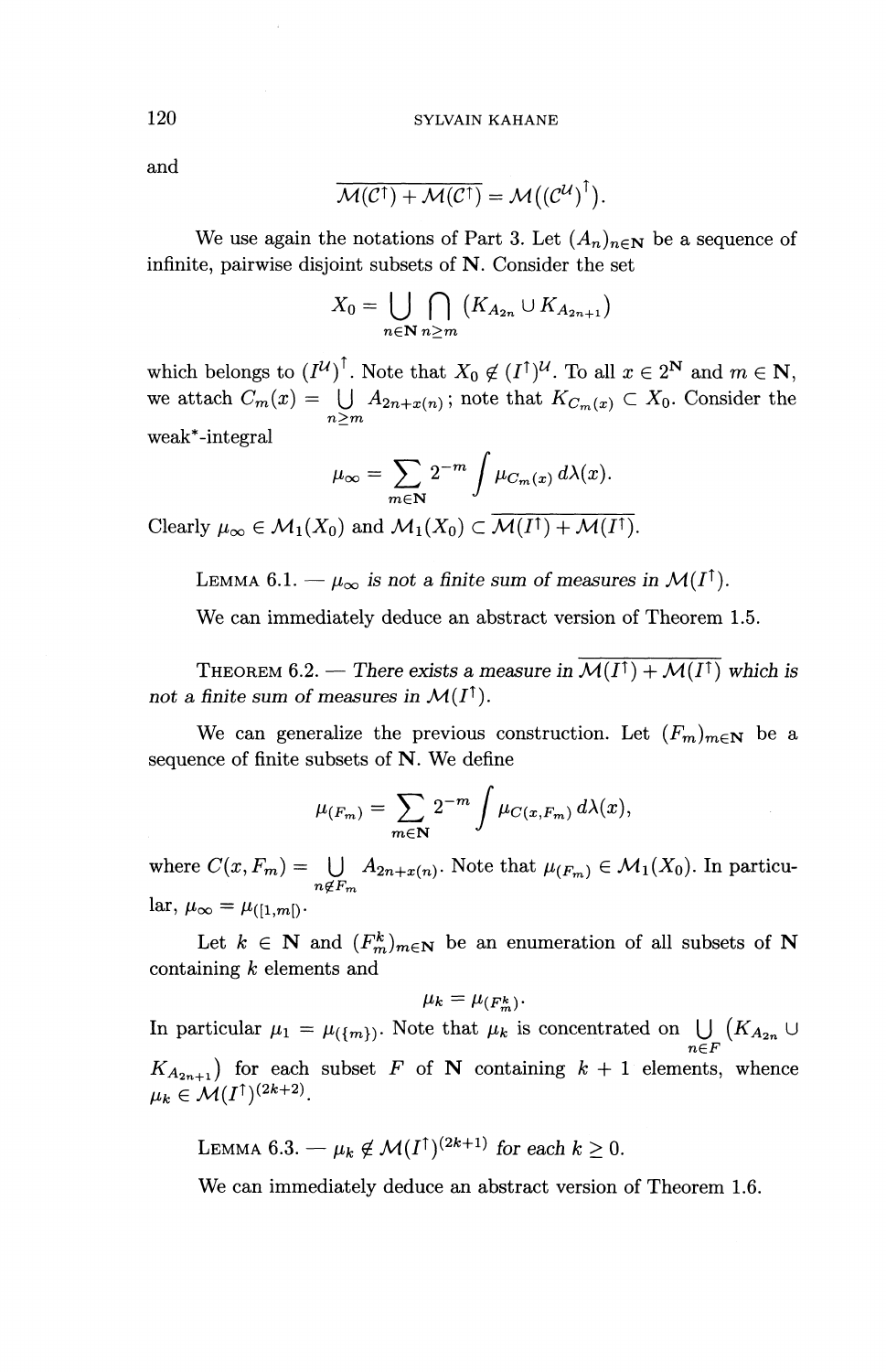and

$$\overline{\mathcal{M}(\mathcal{C}^{\uparrow}) + \mathcal{M}(\mathcal{C}^{\uparrow})} = \mathcal{M}((\mathcal{C}^{\mathcal{U}})^{\uparrow}).$$

We use again the notations of Part 3. Let $(A_n)_{n\in\mathbf{N}}$ be a sequence of infinite, pairwise disjoint subsets of $\mathbf{N}$. Consider the set

$$X_0 = \bigcup_{n\in\mathbf{N}} \bigcap_{n\geq m} (K_{A_{2n}} \cup K_{A_{2n+1}})$$

which belongs to $(I^{\mathcal{U}})^{\uparrow}$. Note that $X_0 \notin (I^{\uparrow})^{\mathcal{U}}$. To all $x \in 2^{\mathbf{N}}$ and $m \in \mathbf{N}$, we attach $C_m(x) = \bigcup_{n\geq m} A_{2n+x(n)}$ ; note that $K_{C_m(x)} \subset X_0$. Consider the weak*-integral

$$\mu_\infty = \sum_{m\in\mathbf{N}} 2^{-m} \int \mu_{C_m(x)}\, d\lambda(x).$$

Clearly $\mu_\infty \in \mathcal{M}_1(X_0)$ and $\mathcal{M}_1(X_0) \subset \overline{\mathcal{M}(I^{\uparrow}) + \mathcal{M}(I^{\uparrow})}$.

LEMMA 6.1. — *$\mu_\infty$ is not a finite sum of measures in $\mathcal{M}(I^{\uparrow})$.*

We can immediately deduce an abstract version of Theorem 1.5.

THEOREM 6.2. — *There exists a measure in $\overline{\mathcal{M}(I^{\uparrow}) + \mathcal{M}(I^{\uparrow})}$ which is not a finite sum of measures in $\mathcal{M}(I^{\uparrow})$.*

We can generalize the previous construction. Let $(F_m)_{m\in\mathbf{N}}$ be a sequence of finite subsets of $\mathbf{N}$. We define

$$\mu_{(F_m)} = \sum_{m\in\mathbf{N}} 2^{-m} \int \mu_{C(x,F_m)}\, d\lambda(x),$$

where $C(x, F_m) = \bigcup_{n\notin F_m} A_{2n+x(n)}$. Note that $\mu_{(F_m)} \in \mathcal{M}_1(X_0)$. In particular, $\mu_\infty = \mu_{([1,m[)}$.

Let $k \in \mathbf{N}$ and $(F_m^k)_{m\in\mathbf{N}}$ be an enumeration of all subsets of $\mathbf{N}$ containing $k$ elements and

$$\mu_k = \mu_{(F_m^k)}.$$

In particular $\mu_1 = \mu_{(\{m\})}$. Note that $\mu_k$ is concentrated on $\bigcup_{n\in F} (K_{A_{2n}} \cup K_{A_{2n+1}})$ for each subset $F$ of $\mathbf{N}$ containing $k+1$ elements, whence $\mu_k \in \mathcal{M}(I^{\uparrow})^{(2k+2)}$.

LEMMA 6.3. — *$\mu_k \notin \mathcal{M}(I^{\uparrow})^{(2k+1)}$ for each $k \geq 0$.*

We can immediately deduce an abstract version of Theorem 1.6.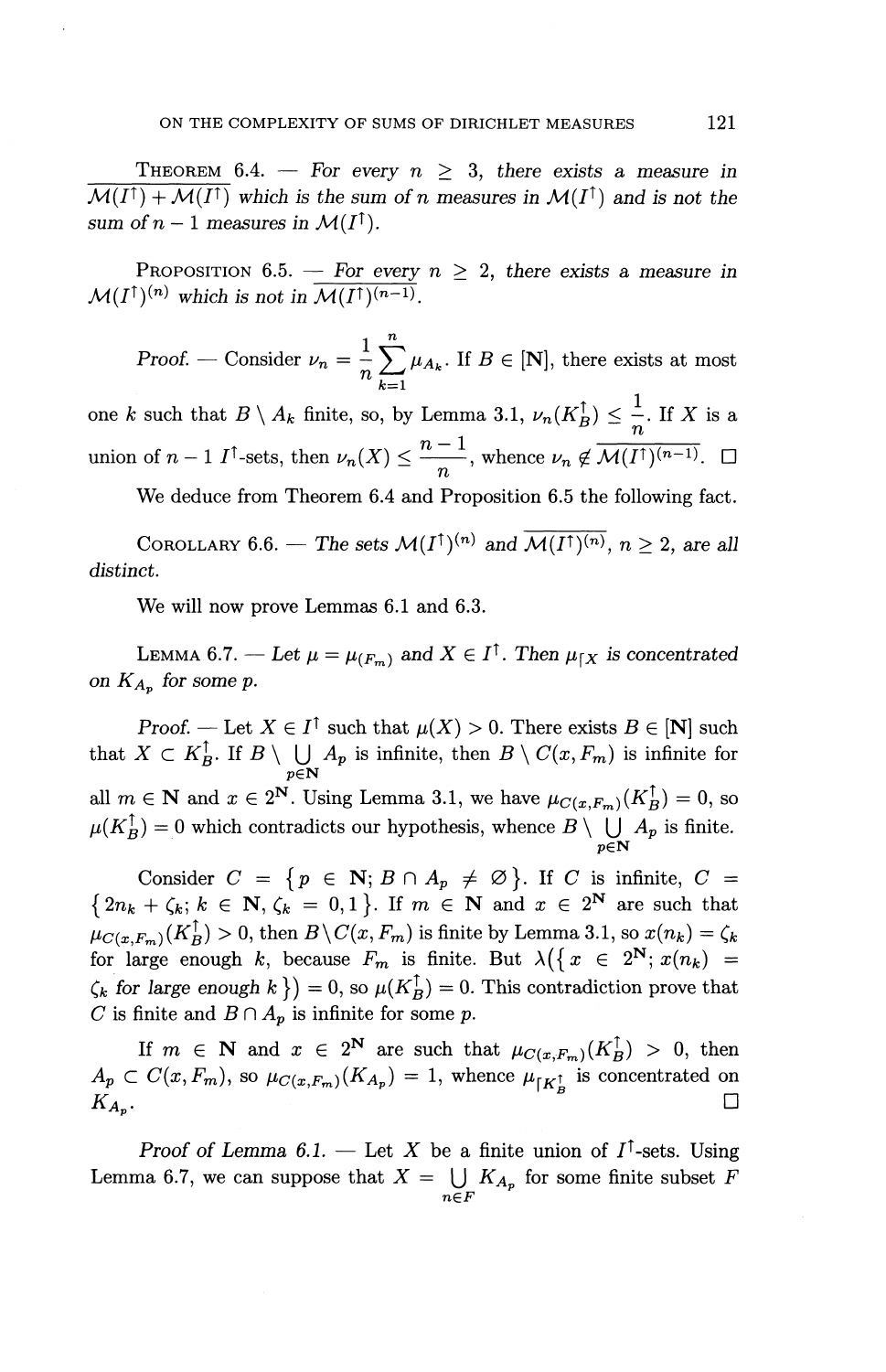**Theorem 6.4.** — *For every $n \geq 3$, there exists a measure in $\overline{\mathcal{M}(I^\uparrow) + \mathcal{M}(I^\uparrow)}$ which is the sum of $n$ measures in $\mathcal{M}(I^\uparrow)$ and is not the sum of $n-1$ measures in $\mathcal{M}(I^\uparrow)$.*

**Proposition 6.5.** — *For every $n \geq 2$, there exists a measure in $\mathcal{M}(I^\uparrow)^{(n)}$ which is not in $\overline{\mathcal{M}(I^\uparrow)^{(n-1)}}$.*

*Proof.* — Consider $\nu_n = \frac{1}{n} \sum_{k=1}^{n} \mu_{A_k}$. If $B \in [\mathbf{N}]$, there exists at most one $k$ such that $B \setminus A_k$ finite, so, by Lemma 3.1, $\nu_n(K_B^\uparrow) \leq \frac{1}{n}$. If $X$ is a union of $n-1$ $I^\uparrow$-sets, then $\nu_n(X) \leq \frac{n-1}{n}$, whence $\nu_n \notin \overline{\mathcal{M}(I^\uparrow)^{(n-1)}}$. □

We deduce from Theorem 6.4 and Proposition 6.5 the following fact.

**Corollary 6.6.** — *The sets $\mathcal{M}(I^\uparrow)^{(n)}$ and $\overline{\mathcal{M}(I^\uparrow)^{(n)}}$, $n \geq 2$, are all distinct.*

We will now prove Lemmas 6.1 and 6.3.

**Lemma 6.7.** — *Let $\mu = \mu_{(F_m)}$ and $X \in I^\uparrow$. Then $\mu_{\restriction X}$ is concentrated on $K_{A_p}$ for some $p$.*

*Proof.* — Let $X \in I^\uparrow$ such that $\mu(X) > 0$. There exists $B \in [\mathbf{N}]$ such that $X \subset K_B^\uparrow$. If $B \setminus \bigcup_{p \in \mathbf{N}} A_p$ is infinite, then $B \setminus C(x, F_m)$ is infinite for all $m \in \mathbf{N}$ and $x \in 2^{\mathbf{N}}$. Using Lemma 3.1, we have $\mu_{C(x,F_m)}(K_B^\uparrow) = 0$, so $\mu(K_B^\uparrow) = 0$ which contradicts our hypothesis, whence $B \setminus \bigcup_{p \in \mathbf{N}} A_p$ is finite.

Consider $C = \{p \in \mathbf{N};\, B \cap A_p \neq \varnothing\}$. If $C$ is infinite, $C = \{2n_k + \zeta_k;\, k \in \mathbf{N},\, \zeta_k = 0, 1\}$. If $m \in \mathbf{N}$ and $x \in 2^{\mathbf{N}}$ are such that $\mu_{C(x,F_m)}(K_B^\uparrow) > 0$, then $B \setminus C(x, F_m)$ is finite by Lemma 3.1, so $x(n_k) = \zeta_k$ for large enough $k$, because $F_m$ is finite. But $\lambda(\{x \in 2^{\mathbf{N}};\, x(n_k) = \zeta_k \text{ for large enough } k\}) = 0$, so $\mu(K_B^\uparrow) = 0$. This contradiction prove that $C$ is finite and $B \cap A_p$ is infinite for some $p$.

If $m \in \mathbf{N}$ and $x \in 2^{\mathbf{N}}$ are such that $\mu_{C(x,F_m)}(K_B^\uparrow) > 0$, then $A_p \subset C(x, F_m)$, so $\mu_{C(x,F_m)}(K_{A_p}) = 1$, whence $\mu_{\restriction K_B^\uparrow}$ is concentrated on $K_{A_p}$. □

*Proof of Lemma 6.1.* — Let $X$ be a finite union of $I^\uparrow$-sets. Using Lemma 6.7, we can suppose that $X = \bigcup_{n \in F} K_{A_p}$ for some finite subset $F$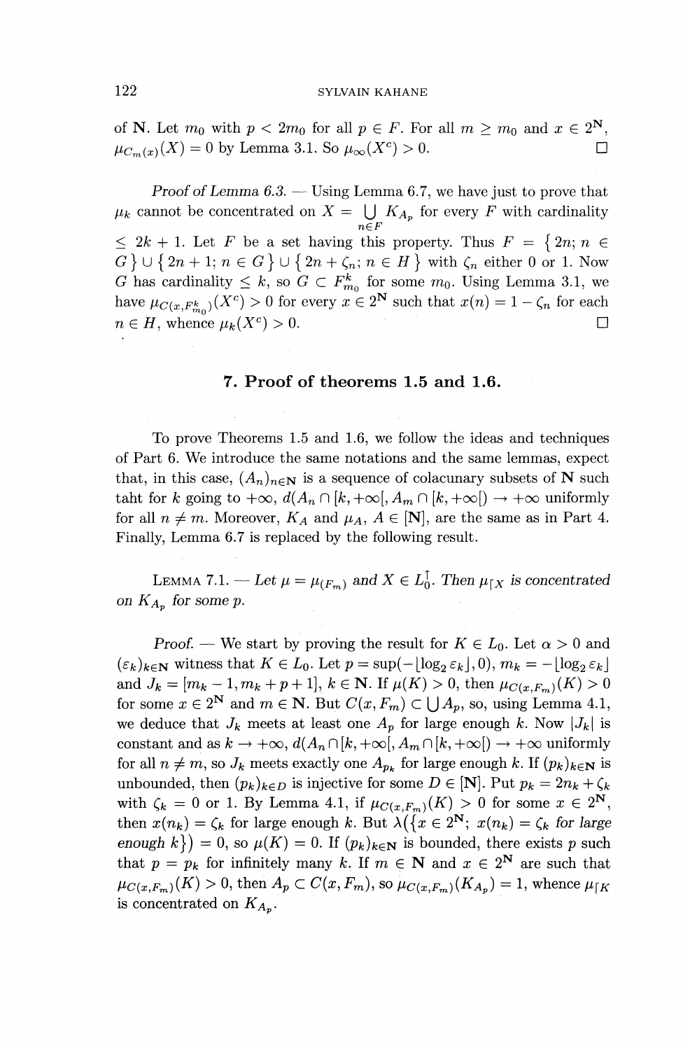of $\mathbf{N}$. Let $m_0$ with $p < 2m_0$ for all $p \in F$. For all $m \geq m_0$ and $x \in 2^{\mathbf{N}}$, $\mu_{C_m(x)}(X) = 0$ by Lemma 3.1. So $\mu_\infty(X^c) > 0$. ☐

*Proof of Lemma 6.3.* — Using Lemma 6.7, we have just to prove that $\mu_k$ cannot be concentrated on $X = \bigcup_{n \in F} K_{A_p}$ for every $F$ with cardinality $\leq 2k+1$. Let $F$ be a set having this property. Thus $F = \{2n;\, n \in G\} \cup \{2n+1;\, n \in G\} \cup \{2n + \zeta_n;\, n \in H\}$ with $\zeta_n$ either 0 or 1. Now $G$ has cardinality $\leq k$, so $G \subset F^k_{m_0}$ for some $m_0$. Using Lemma 3.1, we have $\mu_{C(x, F^k_{m_0})}(X^c) > 0$ for every $x \in 2^{\mathbf{N}}$ such that $x(n) = 1 - \zeta_n$ for each $n \in H$, whence $\mu_k(X^c) > 0$. ☐

## 7. Proof of theorems 1.5 and 1.6.

To prove Theorems 1.5 and 1.6, we follow the ideas and techniques of Part 6. We introduce the same notations and the same lemmas, expect that, in this case, $(A_n)_{n \in \mathbf{N}}$ is a sequence of colacunary subsets of $\mathbf{N}$ such taht for $k$ going to $+\infty$, $d(A_n \cap [k, +\infty[, A_m \cap [k, +\infty[) \to +\infty$ uniformly for all $n \neq m$. Moreover, $K_A$ and $\mu_A$, $A \in [\mathbf{N}]$, are the same as in Part 4. Finally, Lemma 6.7 is replaced by the following result.

LEMMA 7.1. — *Let $\mu = \mu_{(F_m)}$ and $X \in L_0^\uparrow$. Then $\mu_{\lceil X}$ is concentrated on $K_{A_p}$ for some $p$.*

*Proof.* — We start by proving the result for $K \in L_0$. Let $\alpha > 0$ and $(\varepsilon_k)_{k \in \mathbf{N}}$ witness that $K \in L_0$. Let $p = \sup(-\lfloor \log_2 \varepsilon_k \rfloor, 0)$, $m_k = -\lfloor \log_2 \varepsilon_k \rfloor$ and $J_k = [m_k - 1, m_k + p + 1]$, $k \in \mathbf{N}$. If $\mu(K) > 0$, then $\mu_{C(x,F_m)}(K) > 0$ for some $x \in 2^{\mathbf{N}}$ and $m \in \mathbf{N}$. But $C(x, F_m) \subset \bigcup A_p$, so, using Lemma 4.1, we deduce that $J_k$ meets at least one $A_p$ for large enough $k$. Now $|J_k|$ is constant and as $k \to +\infty$, $d(A_n \cap [k, +\infty[, A_m \cap [k, +\infty[) \to +\infty$ uniformly for all $n \neq m$, so $J_k$ meets exactly one $A_{p_k}$ for large enough $k$. If $(p_k)_{k \in \mathbf{N}}$ is unbounded, then $(p_k)_{k \in D}$ is injective for some $D \in [\mathbf{N}]$. Put $p_k = 2n_k + \zeta_k$ with $\zeta_k = 0$ or 1. By Lemma 4.1, if $\mu_{C(x,F_m)}(K) > 0$ for some $x \in 2^{\mathbf{N}}$, then $x(n_k) = \zeta_k$ for large enough $k$. But $\lambda(\{x \in 2^{\mathbf{N}};\ x(n_k) = \zeta_k \textit{ for large enough } k\}) = 0$, so $\mu(K) = 0$. If $(p_k)_{k \in \mathbf{N}}$ is bounded, there exists $p$ such that $p = p_k$ for infinitely many $k$. If $m \in \mathbf{N}$ and $x \in 2^{\mathbf{N}}$ are such that $\mu_{C(x,F_m)}(K) > 0$, then $A_p \subset C(x, F_m)$, so $\mu_{C(x,F_m)}(K_{A_p}) = 1$, whence $\mu_{\lceil K}$ is concentrated on $K_{A_p}$.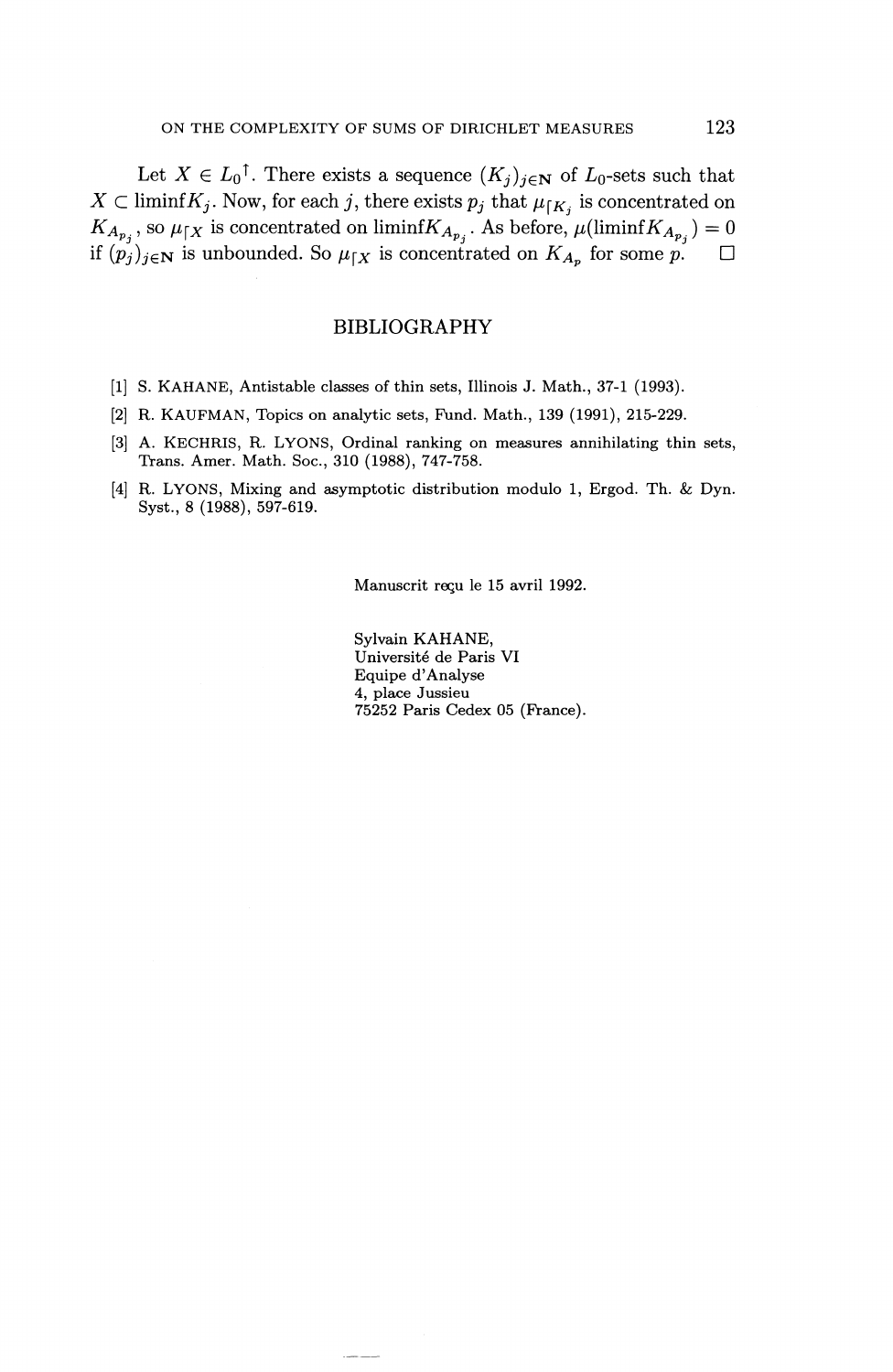Let $X \in L_0{}^{\uparrow}$. There exists a sequence $(K_j)_{j\in\mathbf{N}}$ of $L_0$-sets such that $X \subset \liminf K_j$. Now, for each $j$, there exists $p_j$ that $\mu_{\lceil K_j}$ is concentrated on $K_{A_{p_j}}$, so $\mu_{\lceil X}$ is concentrated on $\liminf K_{A_{p_j}}$. As before, $\mu(\liminf K_{A_{p_j}}) = 0$ if $(p_j)_{j\in\mathbf{N}}$ is unbounded. So $\mu_{\lceil X}$ is concentrated on $K_{A_p}$ for some $p$. □

## BIBLIOGRAPHY

[1] S. KAHANE, Antistable classes of thin sets, Illinois J. Math., 37-1 (1993).

[2] R. KAUFMAN, Topics on analytic sets, Fund. Math., 139 (1991), 215-229.

[3] A. KECHRIS, R. LYONS, Ordinal ranking on measures annihilating thin sets, Trans. Amer. Math. Soc., 310 (1988), 747-758.

[4] R. LYONS, Mixing and asymptotic distribution modulo 1, Ergod. Th. & Dyn. Syst., 8 (1988), 597-619.

Manuscrit reçu le 15 avril 1992.

Sylvain KAHANE,
Université de Paris VI
Equipe d'Analyse
4, place Jussieu
75252 Paris Cedex 05 (France).